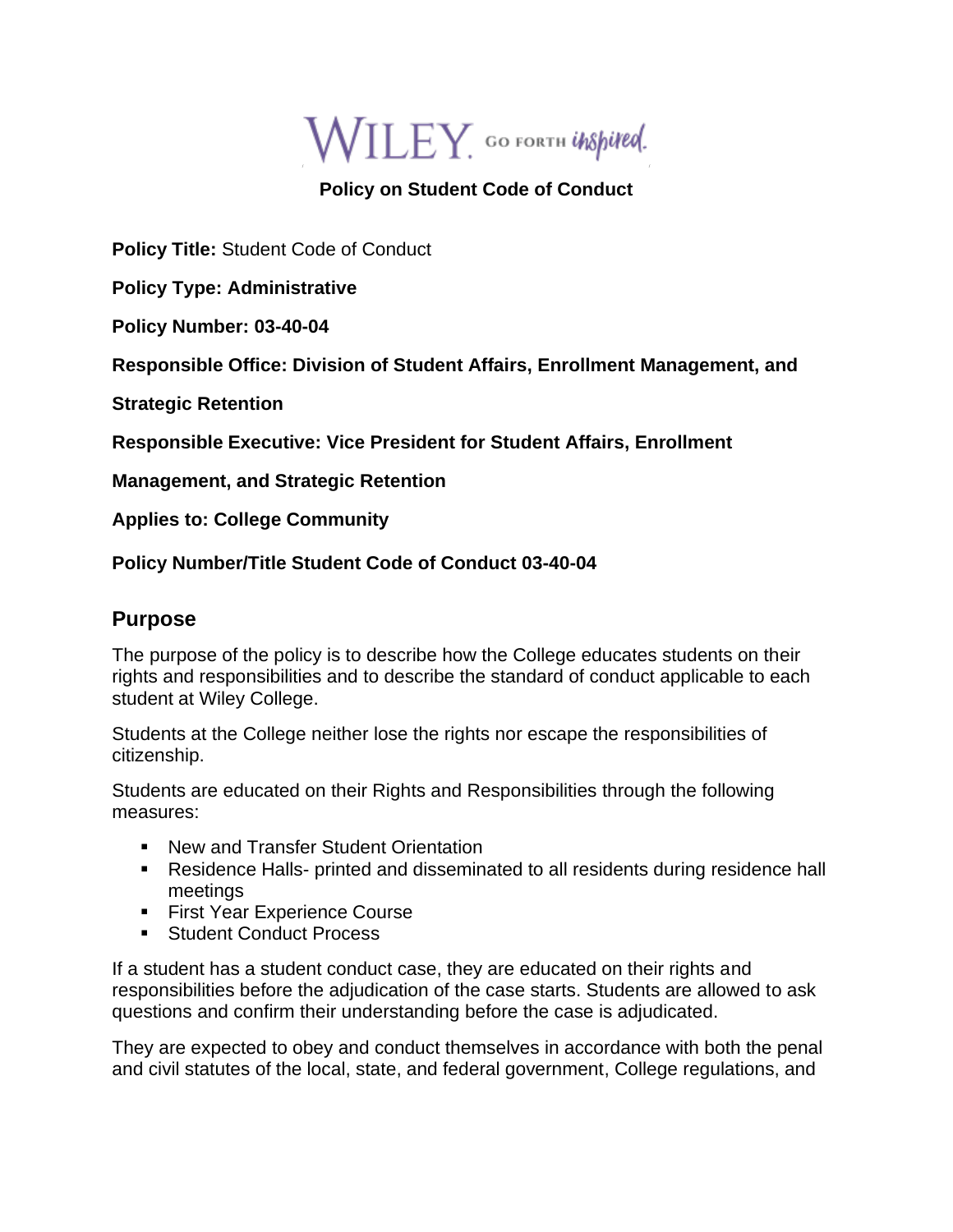**Policy on Student Code of Conduct**

**Policy Title:** Student Code of Conduct

**Policy Type: Administrative**

**Policy Number: 03-40-04**

**Responsible Office: Division of Student Affairs, Enrollment Management, and Strategic Retention**

**Responsible Executive: Vice President for Student Affairs, Enrollment Management, and Strategic Retention**

**Applies to: College Community**

**Policy Number/Title Student Code of Conduct 03-40-04**

## Purpose

The purpose of the policy is to describe how the College educates students on their rights and responsibilities and to describe the standard of conduct applicable to each student at Wiley College.

Students at the College neither lose the rights nor escape the responsibilities of citizenship.

Students are educated on their Rights and Responsibilities through the following measures:

- New and Transfer Student Orientation
- Residence Halls- printed and disseminated to all residents during residence hall meetings
- First Year Experience Course
- Student Conduct Process

If a student has a student conduct case, they are educated on their rights and responsibilities before the adjudication of the case starts. Students are allowed to ask questions and confirm their understanding before the case is adjudicated.

They are expected to obey and conduct themselves in accordance with both the penal and civil statutes of the local, state, and federal government, College regulations, and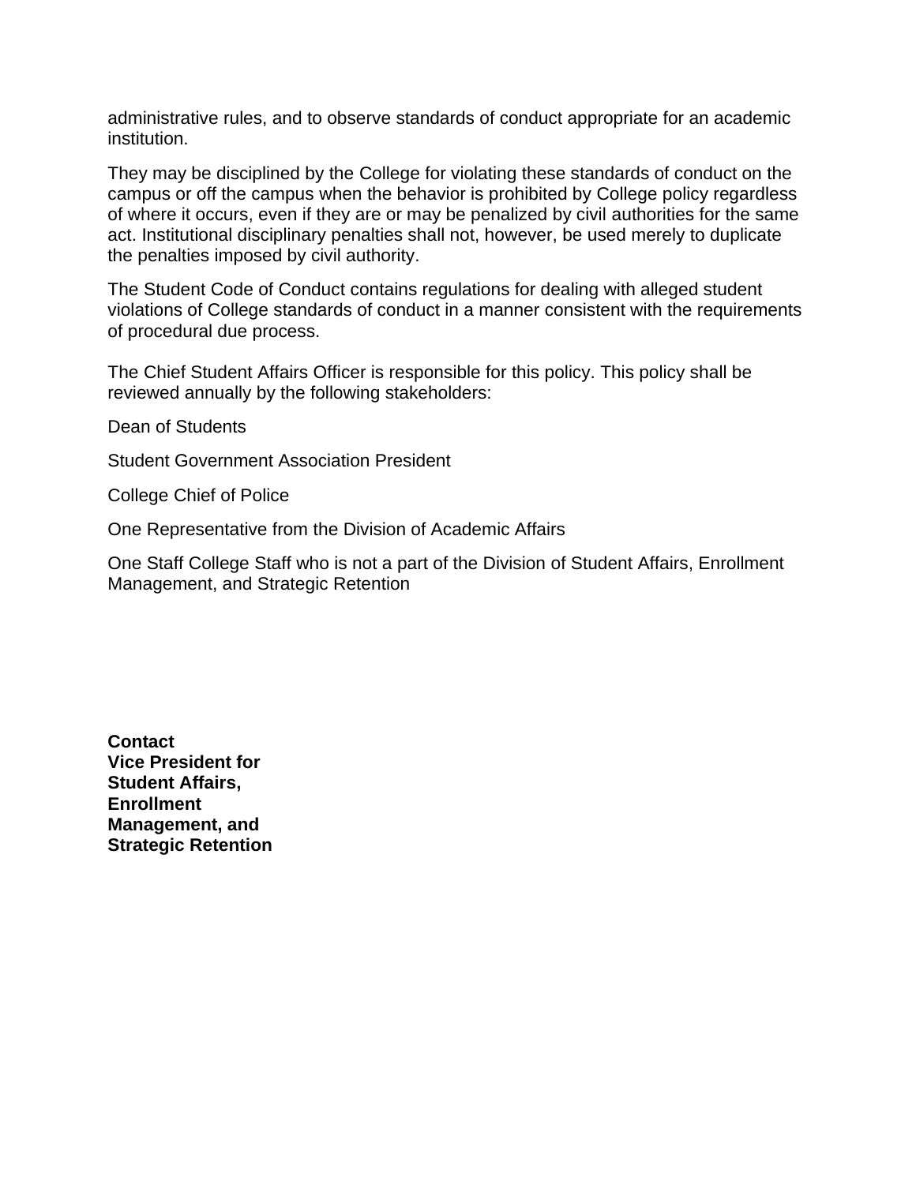administrative rules, and to observe standards of conduct appropriate for an academic institution.

They may be disciplined by the College for violating these standards of conduct on the campus or off the campus when the behavior is prohibited by College policy regardless of where it occurs, even if they are or may be penalized by civil authorities for the same act. Institutional disciplinary penalties shall not, however, be used merely to duplicate the penalties imposed by civil authority.

The Student Code of Conduct contains regulations for dealing with alleged student violations of College standards of conduct in a manner consistent with the requirements of procedural due process.

The Chief Student Affairs Officer is responsible for this policy. This policy shall be reviewed annually by the following stakeholders:

Dean of Students

Student Government Association President

College Chief of Police

One Representative from the Division of Academic Affairs

One Staff College Staff who is not a part of the Division of Student Affairs, Enrollment Management, and Strategic Retention

**Contact**
**Vice President for Student Affairs, Enrollment Management, and Strategic Retention**